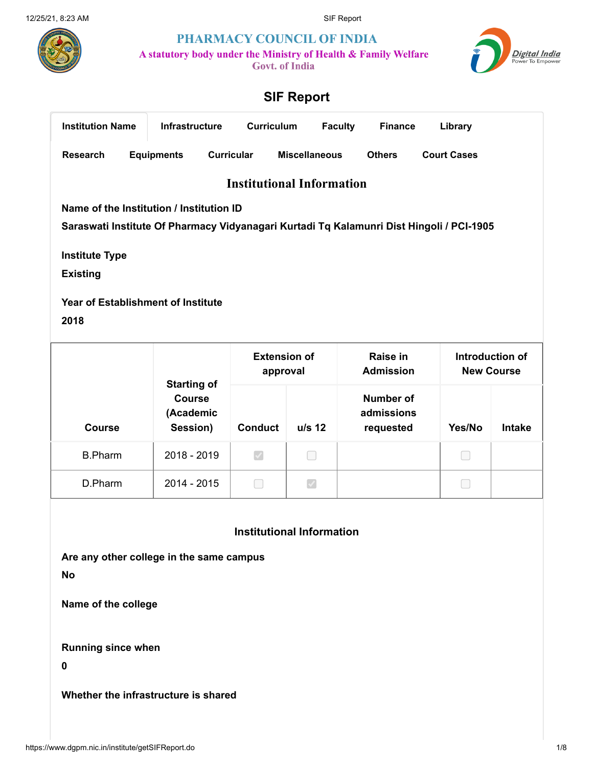# PHARMACY COUNCIL OF INDIA

A statutory body under the Ministry of Health & Family Welfare
Govt. of India

## SIF Report

Institution Name | Infrastructure | Curriculum | Faculty | Finance | Library
Research | Equipments | Curricular | Miscellaneous | Others | Court Cases

### Institutional Information

**Name of the Institution / Institution ID**

**Saraswati Institute Of Pharmacy Vidyanagari Kurtadi Tq Kalamunri Dist Hingoli / PCI-1905**

**Institute Type**

**Existing**

**Year of Establishment of Institute**

**2018**

| Course | Starting of Course (Academic Session) | Extension of approval | | Raise in Admission | Introduction of New Course | |
|---|---|---|---|---|---|---|
| | | Conduct | u/s 12 | Number of admissions requested | Yes/No | Intake |
| B.Pharm | 2018 - 2019 | ☑ | ☐ | | ☐ | |
| D.Pharm | 2014 - 2015 | ☐ | ☑ | | ☐ | |

### Institutional Information

**Are any other college in the same campus**

**No**

**Name of the college**

**Running since when**

**0**

**Whether the infrastructure is shared**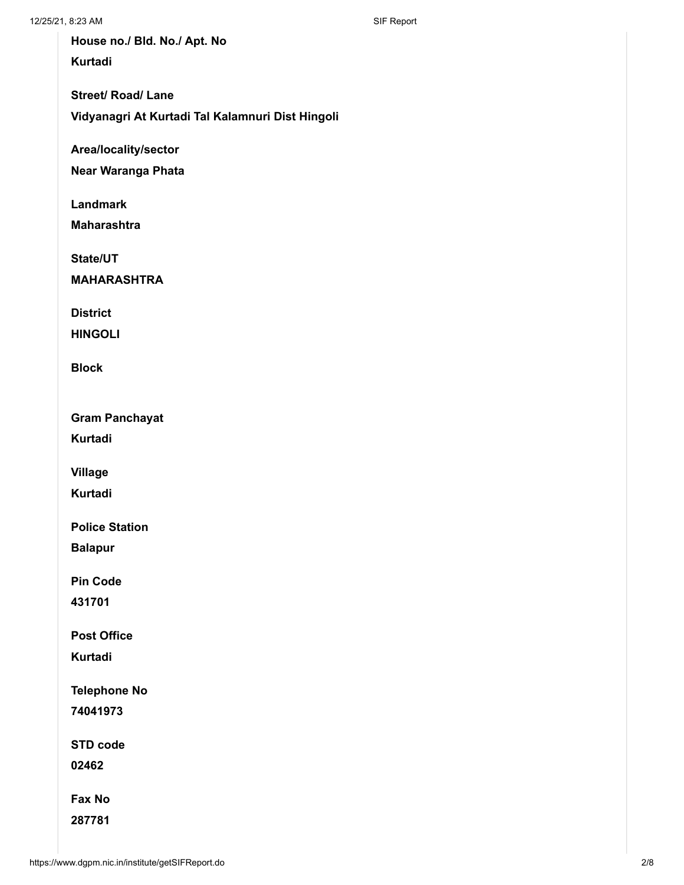**House no./ Bld. No./ Apt. No**

**Kurtadi**

**Street/ Road/ Lane**

**Vidyanagri At Kurtadi Tal Kalamnuri Dist Hingoli**

**Area/locality/sector**

**Near Waranga Phata**

**Landmark**

**Maharashtra**

**State/UT**

**MAHARASHTRA**

**District**

**HINGOLI**

**Block**

**Gram Panchayat**

**Kurtadi**

**Village**

**Kurtadi**

**Police Station**

**Balapur**

**Pin Code**

**431701**

**Post Office**

**Kurtadi**

**Telephone No**

**74041973**

**STD code**

**02462**

**Fax No**

**287781**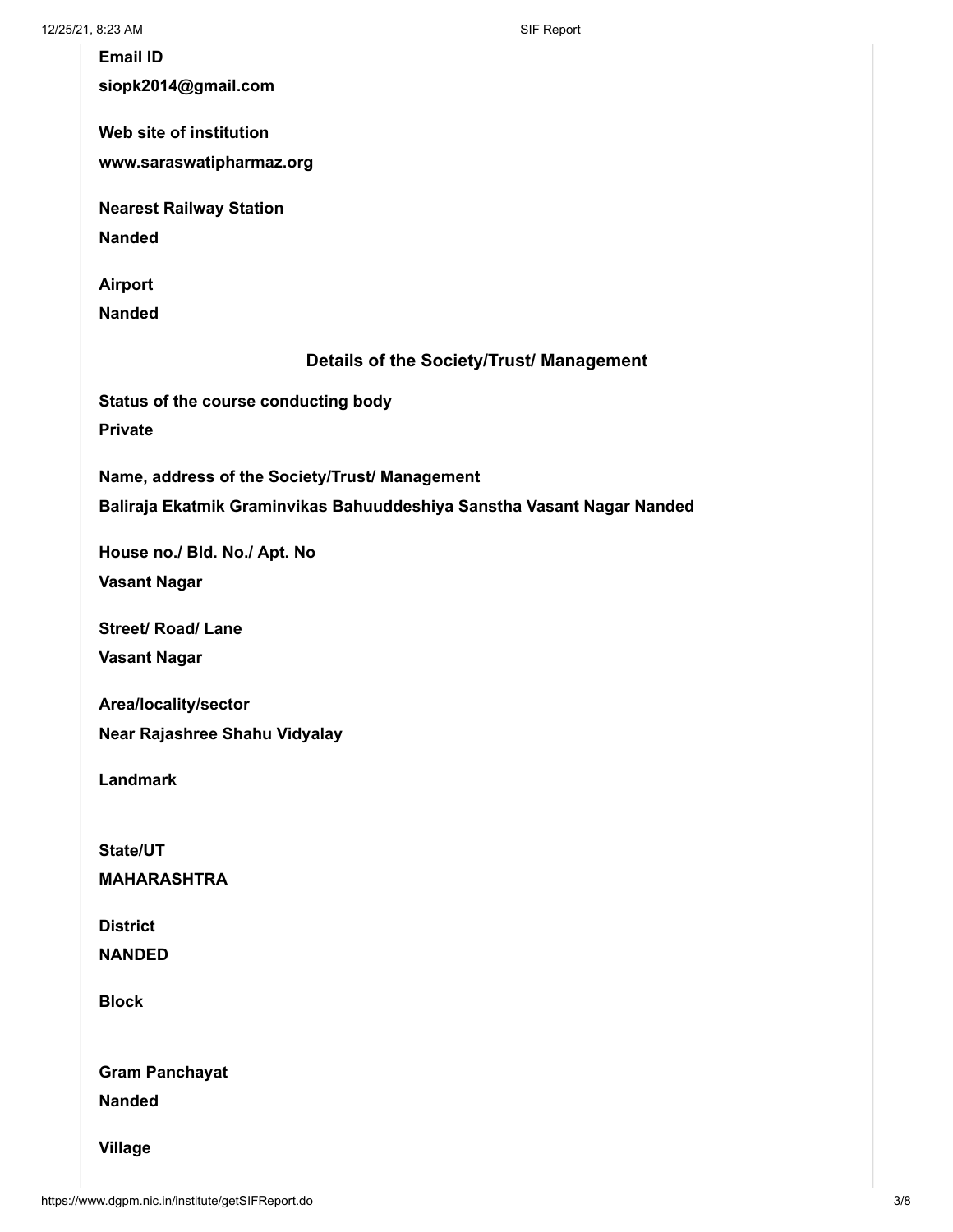**Email ID**

**siopk2014@gmail.com**

**Web site of institution**

**www.saraswatipharmaz.org**

**Nearest Railway Station**

**Nanded**

**Airport**

**Nanded**

## Details of the Society/Trust/ Management

**Status of the course conducting body**

**Private**

**Name, address of the Society/Trust/ Management**

**Baliraja Ekatmik Graminvikas Bahuuddeshiya Sanstha Vasant Nagar Nanded**

**House no./ Bld. No./ Apt. No**

**Vasant Nagar**

**Street/ Road/ Lane**

**Vasant Nagar**

**Area/locality/sector**

**Near Rajashree Shahu Vidyalay**

**Landmark**

**State/UT**

**MAHARASHTRA**

**District**

**NANDED**

**Block**

**Gram Panchayat**

**Nanded**

**Village**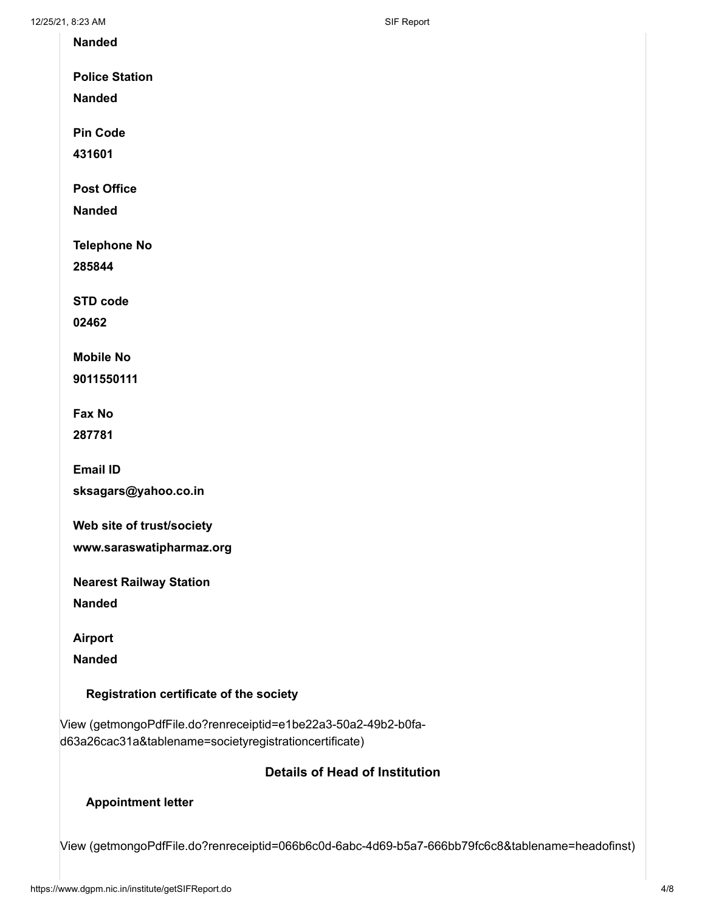**Nanded**

**Police Station**

**Nanded**

**Pin Code**

**431601**

**Post Office**

**Nanded**

**Telephone No**

**285844**

**STD code**

**02462**

**Mobile No**

**9011550111**

**Fax No**

**287781**

**Email ID**

**sksagars@yahoo.co.in**

**Web site of trust/society**

**www.saraswatipharmaz.org**

**Nearest Railway Station**

**Nanded**

**Airport**

**Nanded**

**Registration certificate of the society**

View (getmongoPdfFile.do?renreceiptid=e1be22a3-50a2-49b2-b0fa-d63a26cac31a&tablename=societyregistrationcertificate)

### Details of Head of Institution

**Appointment letter**

View (getmongoPdfFile.do?renreceiptid=066b6c0d-6abc-4d69-b5a7-666bb79fc6c8&tablename=headofinst)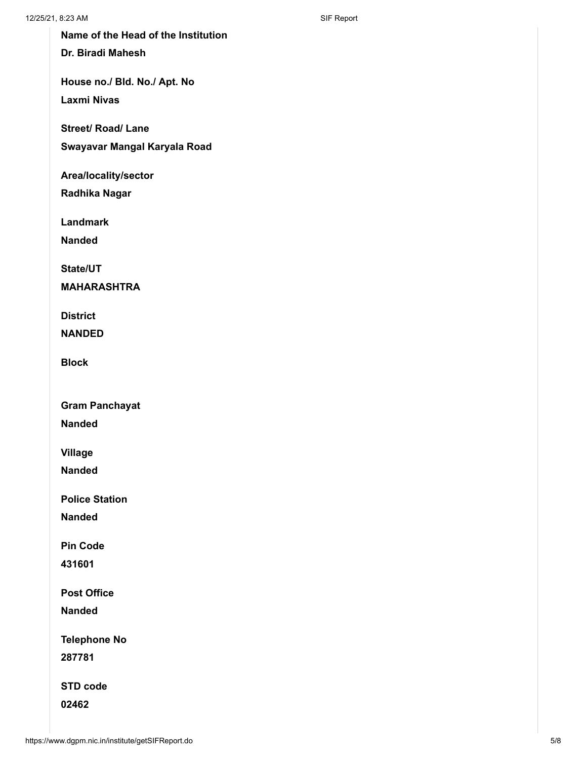**Name of the Head of the Institution**

**Dr. Biradi Mahesh**

**House no./ Bld. No./ Apt. No**

**Laxmi Nivas**

**Street/ Road/ Lane**

**Swayavar Mangal Karyala Road**

**Area/locality/sector**

**Radhika Nagar**

**Landmark**

**Nanded**

**State/UT**

**MAHARASHTRA**

**District**

**NANDED**

**Block**

**Gram Panchayat**

**Nanded**

**Village**

**Nanded**

**Police Station**

**Nanded**

**Pin Code**

**431601**

**Post Office**

**Nanded**

**Telephone No**

**287781**

**STD code**

**02462**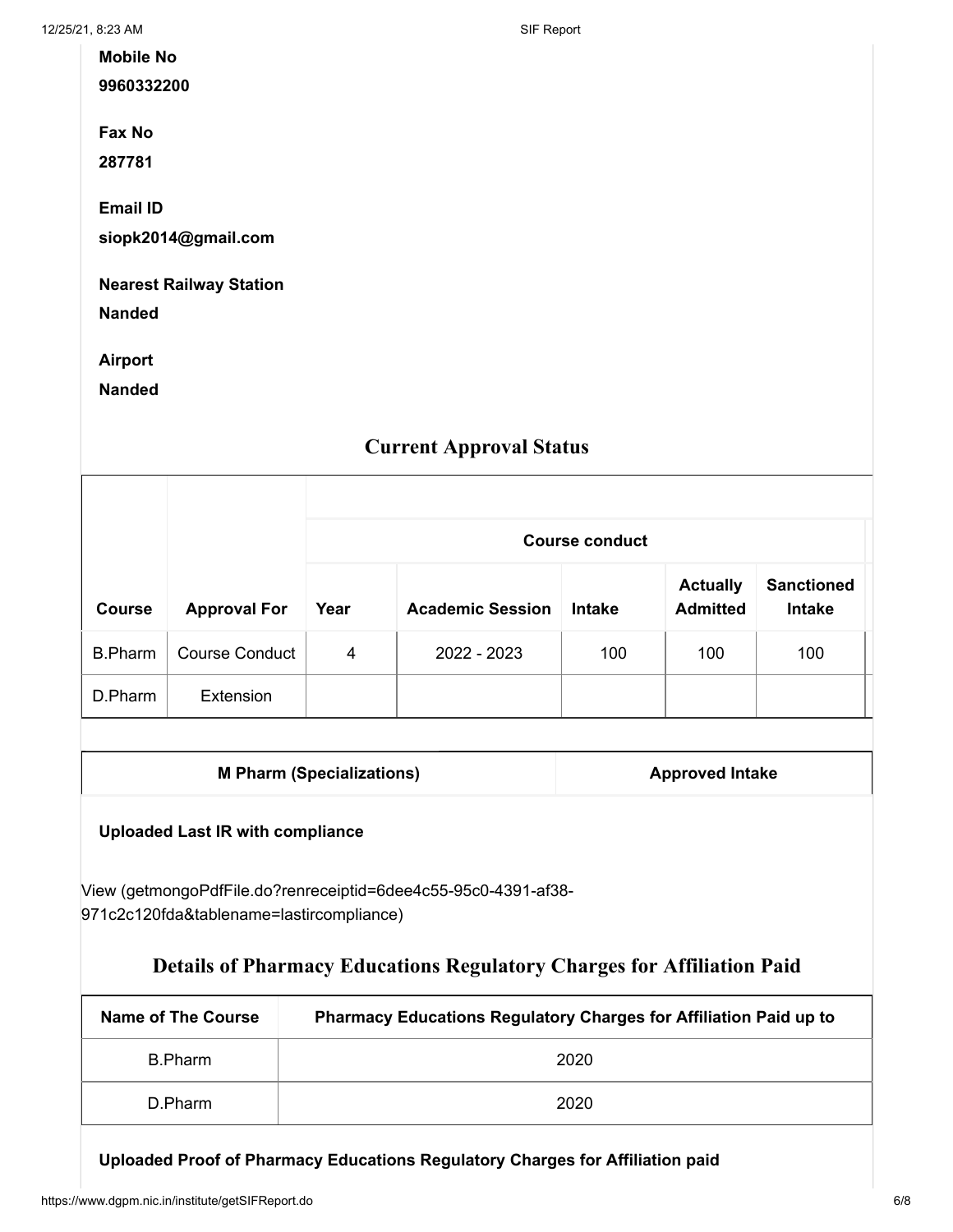**Mobile No**

**9960332200**

**Fax No**

**287781**

**Email ID**

**siopk2014@gmail.com**

**Nearest Railway Station**

**Nanded**

**Airport**

**Nanded**

## Current Approval Status

| Course | Approval For | Course conduct | | | | |
|---|---|---|---|---|---|---|
| | | Year | Academic Session | Intake | Actually Admitted | Sanctioned Intake |
| B.Pharm | Course Conduct | 4 | 2022 - 2023 | 100 | 100 | 100 |
| D.Pharm | Extension | | | | | |

| M Pharm (Specializations) | Approved Intake |
|---|---|

**Uploaded Last IR with compliance**

View (getmongoPdfFile.do?renreceiptid=6dee4c55-95c0-4391-af38-971c2c120fda&tablename=lastircompliance)

## Details of Pharmacy Educations Regulatory Charges for Affiliation Paid

| Name of The Course | Pharmacy Educations Regulatory Charges for Affiliation Paid up to |
|---|---|
| B.Pharm | 2020 |
| D.Pharm | 2020 |

**Uploaded Proof of Pharmacy Educations Regulatory Charges for Affiliation paid**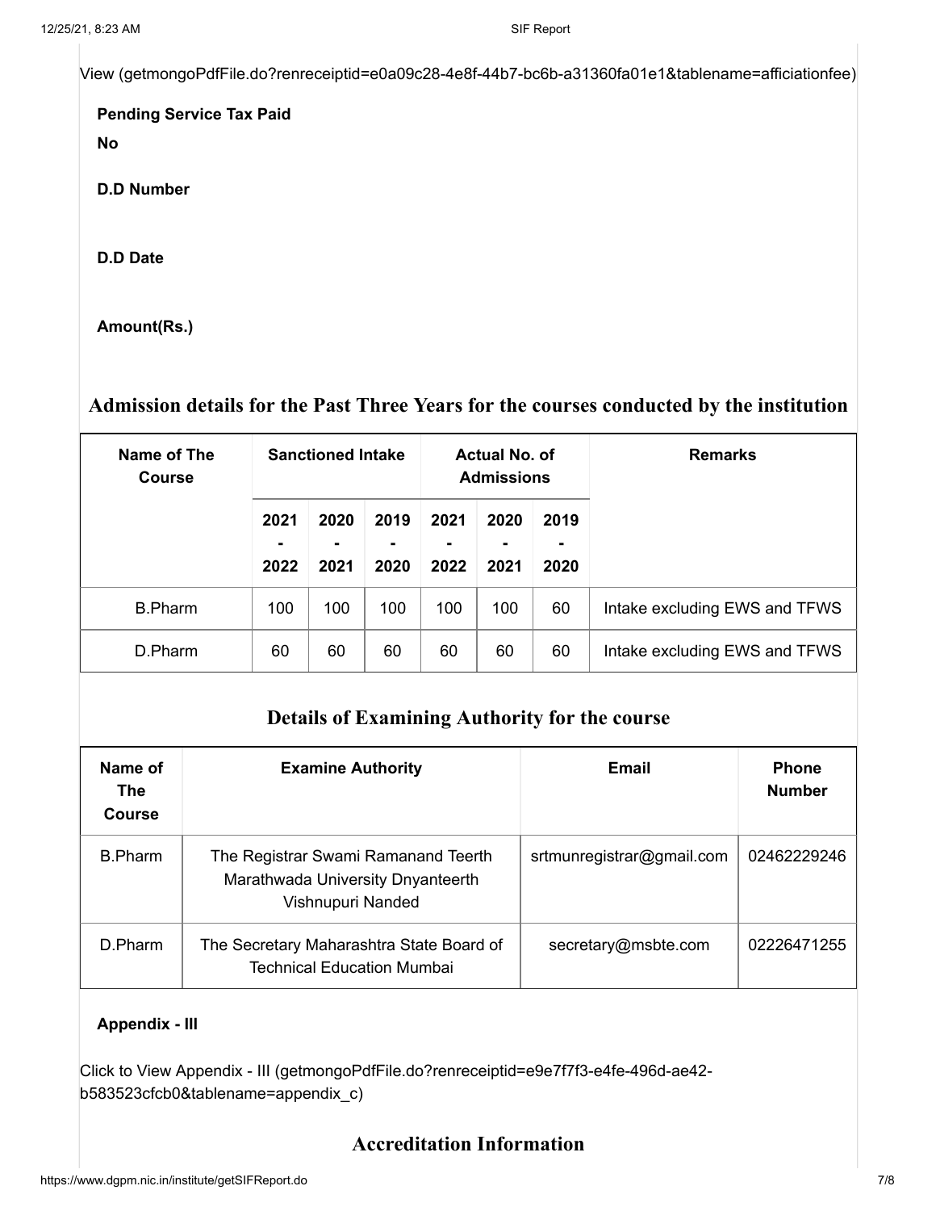View (getmongoPdfFile.do?renreceiptid=e0a09c28-4e8f-44b7-bc6b-a31360fa01e1&tablename=afficiationfee)

**Pending Service Tax Paid**

**No**

**D.D Number**

**D.D Date**

**Amount(Rs.)**

## Admission details for the Past Three Years for the courses conducted by the institution

| Name of The Course | Sanctioned Intake | | | Actual No. of Admissions | | | Remarks |
|---|---|---|---|---|---|---|---|
| | 2021 - 2022 | 2020 - 2021 | 2019 - 2020 | 2021 - 2022 | 2020 - 2021 | 2019 - 2020 | |
| B.Pharm | 100 | 100 | 100 | 100 | 100 | 60 | Intake excluding EWS and TFWS |
| D.Pharm | 60 | 60 | 60 | 60 | 60 | 60 | Intake excluding EWS and TFWS |

## Details of Examining Authority for the course

| Name of The Course | Examine Authority | Email | Phone Number |
|---|---|---|---|
| B.Pharm | The Registrar Swami Ramanand Teerth Marathwada University Dnyanteerth Vishnupuri Nanded | srtmunregistrar@gmail.com | 02462229246 |
| D.Pharm | The Secretary Maharashtra State Board of Technical Education Mumbai | secretary@msbte.com | 02226471255 |

**Appendix - III**

Click to View Appendix - III (getmongoPdfFile.do?renreceiptid=e9e7f7f3-e4fe-496d-ae42-b583523cfcb0&tablename=appendix_c)

## Accreditation Information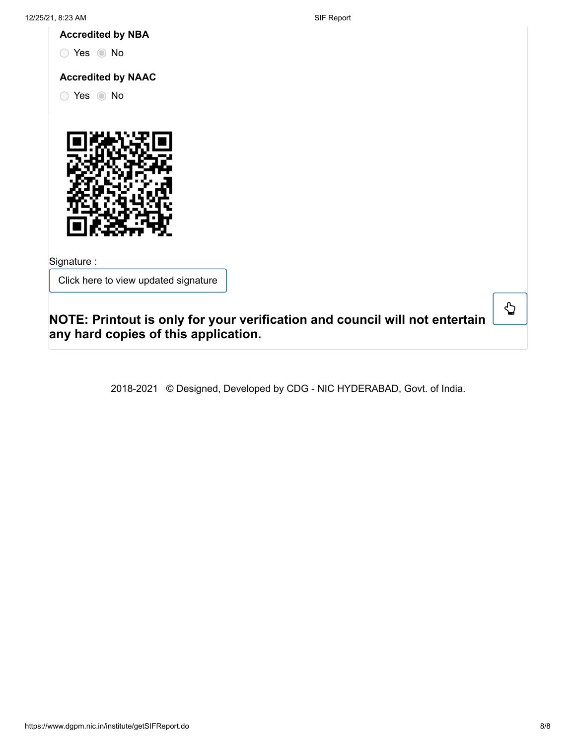**Accredited by NBA**

◯ Yes ◉ No

**Accredited by NAAC**

◯ Yes ◉ No

Signature :

Click here to view updated signature

**NOTE: Printout is only for your verification and council will not entertain any hard copies of this application.**

2018-2021 © Designed, Developed by CDG - NIC HYDERABAD, Govt. of India.